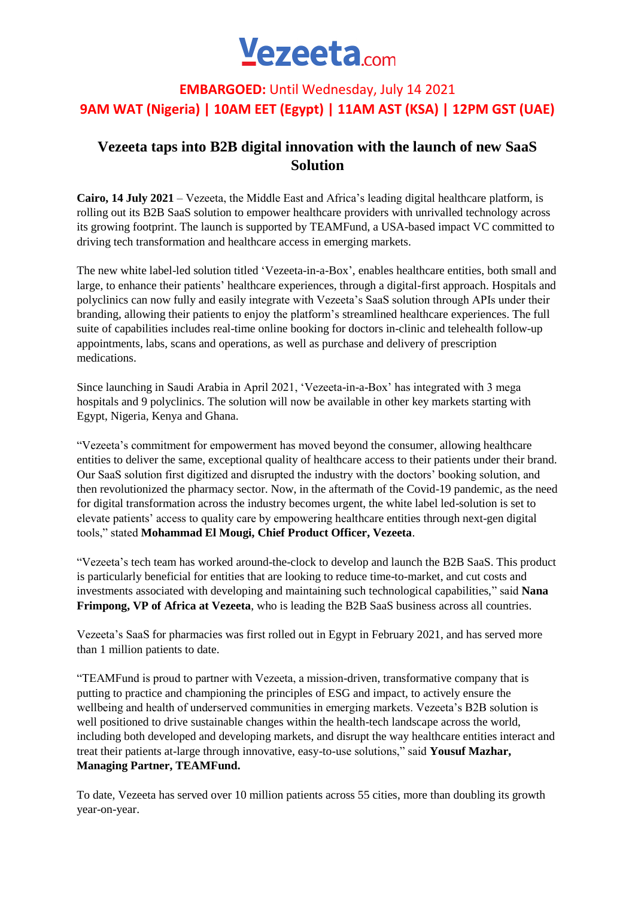Vezeeta.com

**EMBARGOED:** Until Wednesday, July 14 2021

**9AM WAT (Nigeria) | 10AM EET (Egypt) | 11AM AST (KSA) | 12PM GST (UAE)**

# Vezeeta taps into B2B digital innovation with the launch of new SaaS Solution

**Cairo, 14 July 2021** – Vezeeta, the Middle East and Africa's leading digital healthcare platform, is rolling out its B2B SaaS solution to empower healthcare providers with unrivalled technology across its growing footprint. The launch is supported by TEAMFund, a USA-based impact VC committed to driving tech transformation and healthcare access in emerging markets.

The new white label-led solution titled 'Vezeeta-in-a-Box', enables healthcare entities, both small and large, to enhance their patients' healthcare experiences, through a digital-first approach. Hospitals and polyclinics can now fully and easily integrate with Vezeeta's SaaS solution through APIs under their branding, allowing their patients to enjoy the platform's streamlined healthcare experiences. The full suite of capabilities includes real-time online booking for doctors in-clinic and telehealth follow-up appointments, labs, scans and operations, as well as purchase and delivery of prescription medications.

Since launching in Saudi Arabia in April 2021, 'Vezeeta-in-a-Box' has integrated with 3 mega hospitals and 9 polyclinics. The solution will now be available in other key markets starting with Egypt, Nigeria, Kenya and Ghana.

"Vezeeta's commitment for empowerment has moved beyond the consumer, allowing healthcare entities to deliver the same, exceptional quality of healthcare access to their patients under their brand. Our SaaS solution first digitized and disrupted the industry with the doctors' booking solution, and then revolutionized the pharmacy sector. Now, in the aftermath of the Covid-19 pandemic, as the need for digital transformation across the industry becomes urgent, the white label led-solution is set to elevate patients' access to quality care by empowering healthcare entities through next-gen digital tools," stated **Mohammad El Mougi, Chief Product Officer, Vezeeta**.

"Vezeeta's tech team has worked around-the-clock to develop and launch the B2B SaaS. This product is particularly beneficial for entities that are looking to reduce time-to-market, and cut costs and investments associated with developing and maintaining such technological capabilities," said **Nana Frimpong, VP of Africa at Vezeeta**, who is leading the B2B SaaS business across all countries.

Vezeeta's SaaS for pharmacies was first rolled out in Egypt in February 2021, and has served more than 1 million patients to date.

"TEAMFund is proud to partner with Vezeeta, a mission-driven, transformative company that is putting to practice and championing the principles of ESG and impact, to actively ensure the wellbeing and health of underserved communities in emerging markets. Vezeeta's B2B solution is well positioned to drive sustainable changes within the health-tech landscape across the world, including both developed and developing markets, and disrupt the way healthcare entities interact and treat their patients at-large through innovative, easy-to-use solutions," said **Yousuf Mazhar, Managing Partner, TEAMFund.**

To date, Vezeeta has served over 10 million patients across 55 cities, more than doubling its growth year-on-year.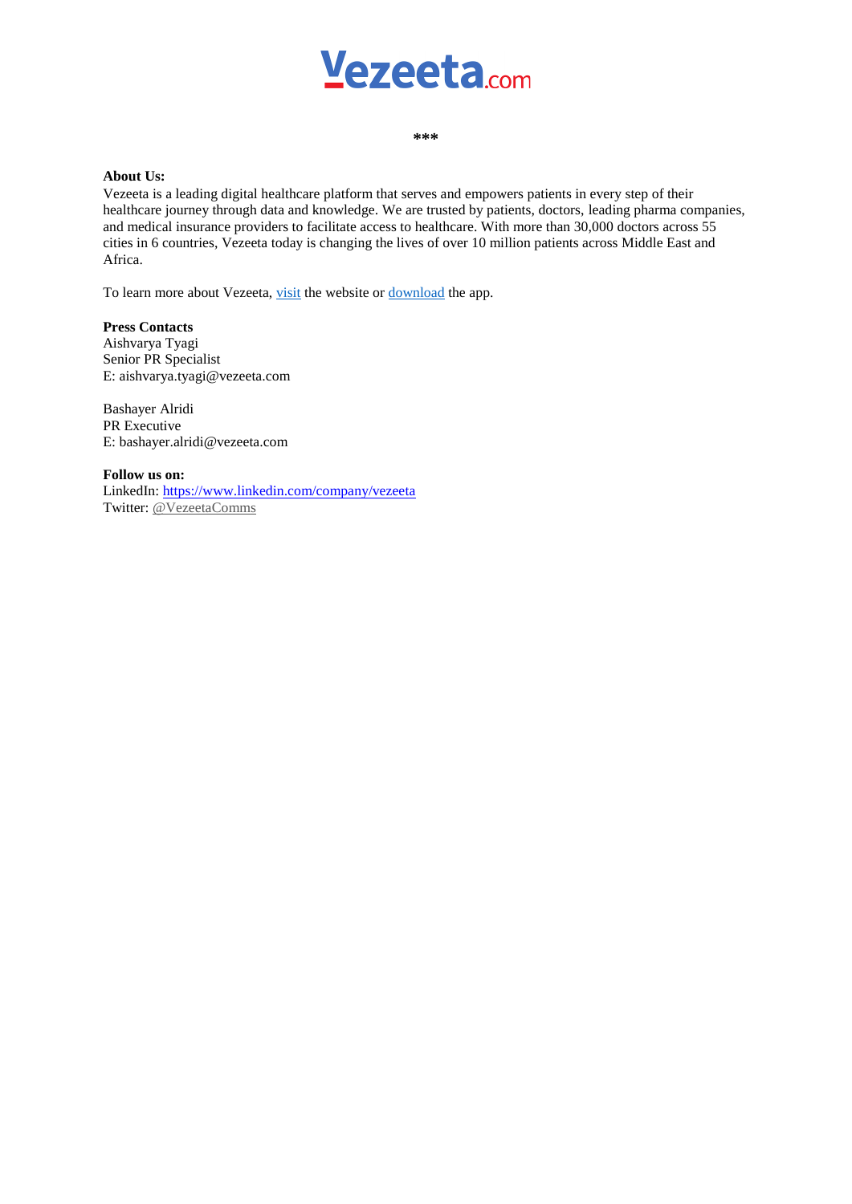***

**About Us:**
Vezeeta is a leading digital healthcare platform that serves and empowers patients in every step of their healthcare journey through data and knowledge. We are trusted by patients, doctors, leading pharma companies, and medical insurance providers to facilitate access to healthcare. With more than 30,000 doctors across 55 cities in 6 countries, Vezeeta today is changing the lives of over 10 million patients across Middle East and Africa.

To learn more about Vezeeta, visit the website or download the app.

**Press Contacts**
Aishvarya Tyagi
Senior PR Specialist
E: aishvarya.tyagi@vezeeta.com

Bashayer Alridi
PR Executive
E: bashayer.alridi@vezeeta.com

**Follow us on:**
LinkedIn: https://www.linkedin.com/company/vezeeta
Twitter: @VezeetaComms